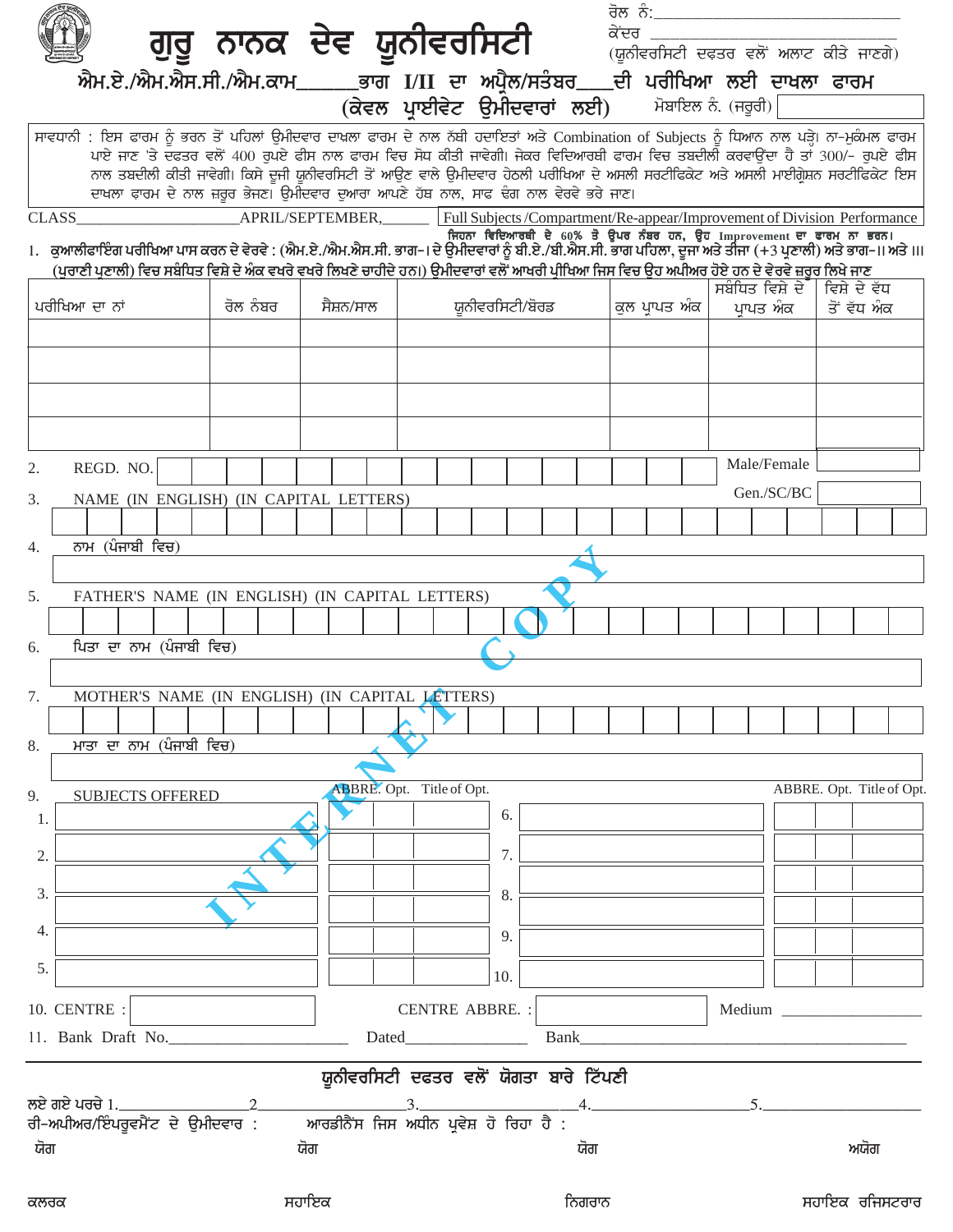# ਗੁਰੂ ਨਾਨਕ ਦੇਵ ਯੂਨੀਵਰਸਿਟੀ

ਰੋਲ ਨੰ:_______________________

ਕੇਂਦਰ _______________________

(ਯੂਨੀਵਰਸਿਟੀ ਦਫ਼ਤਰ ਵਲੋਂ ਅਲਾਟ ਕੀਤੇ ਜਾਣਗੇ)

## ਐਮ.ਏ./ਐਮ.ਐਸ.ਸੀ./ਐਮ.ਕਾਮ_____ਭਾਗ I/II ਦਾ ਅਪ੍ਰੈਲ/ਸਤੰਬਰ____ਦੀ ਪਰੀਖਿਆ ਲਈ ਦਾਖਲਾ ਫਾਰਮ

### (ਕੇਵਲ ਪ੍ਰਾਈਵੇਟ ਉਮੀਦਵਾਰਾਂ ਲਈ)

ਮੋਬਾਇਲ ਨੰ. (ਜਰੂਰੀ) ____________

ਸਾਵਧਾਨੀ : ਇਸ ਫਾਰਮ ਨੂੰ ਭਰਨ ਤੋਂ ਪਹਿਲਾਂ ਉਮੀਦਵਾਰ ਦਾਖਲਾ ਫਾਰਮ ਦੇ ਨਾਲ ਨੱਥੀ ਹਦਾਇਤਾਂ ਅਤੇ Combination of Subjects ਨੂੰ ਧਿਆਨ ਨਾਲ ਪੜ੍ਹੇ। ਨਾ-ਮੁਕੰਮਲ ਫਾਰਮ ਪਾਏ ਜਾਣ 'ਤੇ ਦਫਤਰ ਵਲੋਂ 400 ਰੁਪਏ ਫੀਸ ਨਾਲ ਫਾਰਮ ਵਿਚ ਸੋਧ ਕੀਤੀ ਜਾਵੇਗੀ। ਜੇਕਰ ਵਿਦਿਆਰਥੀ ਫਾਰਮ ਵਿਚ ਤਬਦੀਲੀ ਕਰਵਾਉਂਦਾ ਹੈ ਤਾਂ 300/- ਰੁਪਏ ਫੀਸ ਨਾਲ ਤਬਦੀਲੀ ਕੀਤੀ ਜਾਵੇਗੀ। ਕਿਸੇ ਦੂਜੀ ਯੂਨੀਵਰਸਿਟੀ ਤੋਂ ਆਉਣ ਵਾਲੇ ਉਮੀਦਵਾਰ ਹੇਠਲੀ ਪਰੀਖਿਆ ਦੇ ਅਸਲੀ ਸਰਟੀਫਿਕੇਟ ਅਤੇ ਅਸਲੀ ਮਾਈਗ੍ਰੇਸ਼ਨ ਸਰਟੀਫਿਕੇਟ ਇਸ ਦਾਖਲਾ ਫਾਰਮ ਦੇ ਨਾਲ ਜ਼ਰੂਰ ਭੇਜਣ। ਉਮੀਦਵਾਰ ਦੁਆਰਾ ਆਪਣੇ ਹੱਥ ਨਾਲ, ਸਾਫ ਢੰਗ ਨਾਲ ਵੇਰਵੇ ਭਰੇ ਜਾਣ।

CLASS____________________APRIL/SEPTEMBER,______ | Full Subjects /Compartment/Re-appear/Improvement of Division Performance

ਜਿਹਨਾ ਵਿਦਿਆਰਥੀ ਦੇ 60% ਤੋ ਉਪਰ ਨੰਬਰ ਹਨ, ਉਹ Improvement ਦਾ ਫਾਰਮ ਨਾ ਭਰਨ।

1. ਕੁਆਲੀਫਾਇੰਗ ਪਰੀਖਿਆ ਪਾਸ ਕਰਨ ਦੇ ਵੇਰਵੇ : (ਐਮ.ਏ./ਐਮ.ਐਸ.ਸੀ. ਭਾਗ-I ਦੇ ਉਮੀਦਵਾਰਾਂ ਨੂੰ ਬੀ.ਏ./ਬੀ.ਐਸ.ਸੀ. ਭਾਗ ਪਹਿਲਾ, ਦੂਜਾ ਅਤੇ ਤੀਜਾ (+3 ਪ੍ਰਣਾਲੀ) ਅਤੇ ਭਾਗ-II ਅਤੇ III (ਪੁਰਾਣੀ ਪ੍ਰਣਾਲੀ) ਵਿਚ ਸਬੰਧਿਤ ਵਿਸ਼ੇ ਦੇ ਅੰਕ ਵਖਰੇ ਵਖਰੇ ਲਿਖਣੇ ਚਾਹੀਦੇ ਹਨ।) ਉਮੀਦਵਾਰਾਂ ਵਲੋਂ ਆਖਰੀ ਪ੍ਰੀਖਿਆ ਜਿਸ ਵਿਚ ਉਹ ਅਪੀਅਰ ਹੋਏ ਹਨ ਦੇ ਵੇਰਵੇ ਜ਼ਰੂਰ ਲਿਖੇ ਜਾਣ

| ਪਰੀਖਿਆ ਦਾ ਨਾਂ | ਰੋਲ ਨੰਬਰ | ਸੈਸ਼ਨ/ਸਾਲ | ਯੂਨੀਵਰਸਿਟੀ/ਬੋਰਡ | ਕੁਲ ਪ੍ਰਾਪਤ ਅੰਕ | ਸਬੰਧਿਤ ਵਿਸ਼ੇ ਦੇ ਪ੍ਰਾਪਤ ਅੰਕ | ਵਿਸ਼ੇ ਦੇ ਵੱਧ ਤੋਂ ਵੱਧ ਅੰਕ |
|---|---|---|---|---|---|---|
| | | | | | | |
| | | | | | | |
| | | | | | | |
| | | | | | | |

2. REGD. NO. ____________ Male/Female ________

3. NAME (IN ENGLISH) (IN CAPITAL LETTERS) Gen./SC/BC ________

4. ਨਾਮ (ਪੰਜਾਬੀ ਵਿਚ)

5. FATHER'S NAME (IN ENGLISH) (IN CAPITAL LETTERS)

6. ਪਿਤਾ ਦਾ ਨਾਮ (ਪੰਜਾਬੀ ਵਿਚ)

7. MOTHER'S NAME (IN ENGLISH) (IN CAPITAL LETTERS)

8. ਮਾਤਾ ਦਾ ਨਾਮ (ਪੰਜਾਬੀ ਵਿਚ)

9. SUBJECTS OFFERED

| | Subject | ABBRE. | Opt. | Title of Opt. | | Subject | ABBRE. | Opt. | Title of Opt. |
|---|---|---|---|---|---|---|---|---|---|
| 1. | | | | | 6. | | | | |
| 2. | | | | | 7. | | | | |
| 3. | | | | | 8. | | | | |
| 4. | | | | | 9. | | | | |
| 5. | | | | | 10. | | | | |

10. CENTRE : ____________ CENTRE ABBRE. : ____________ Medium ____________

11. Bank Draft No.____________ Dated____________ Bank____________

### ਯੂਨੀਵਰਸਿਟੀ ਦਫਤਰ ਵਲੋਂ ਯੋਗਤਾ ਬਾਰੇ ਟਿੱਪਣੀ

ਲਏ ਗਏ ਪਰਚੇ 1.____________2____________3.____________4.____________5.____________

ਰੀ-ਅਪੀਅਰ/ਇੰਪਰੂਵਮੈਂਟ ਦੇ ਉਮੀਦਵਾਰ : ਆਰਡੀਨੈਂਸ ਜਿਸ ਅਧੀਨ ਪ੍ਰਵੇਸ਼ ਹੋ ਰਿਹਾ ਹੈ :

ਯੋਗ | ਯੋਗ | ਯੋਗ | ਅਯੋਗ

ਕਲਰਕ | ਸਹਾਇਕ | ਨਿਗਰਾਨ | ਸਹਾਇਕ ਰਜਿਸਟਰਾਰ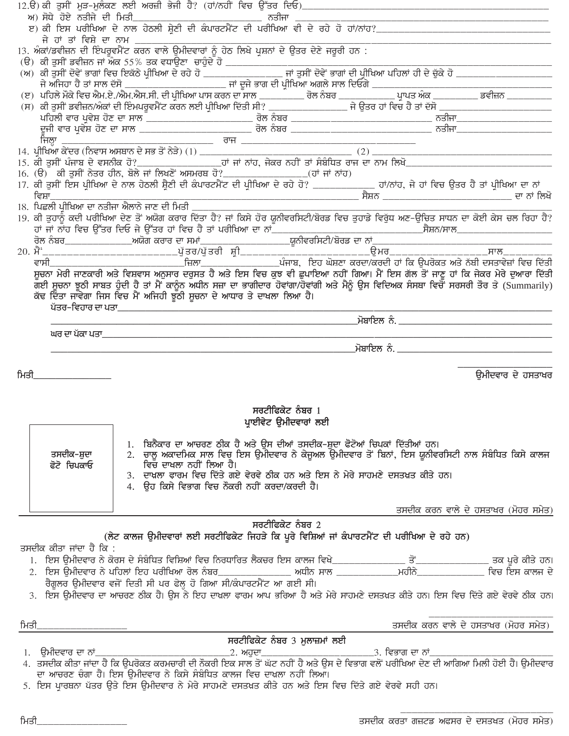12.ੳ) ਕੀ ਤੁਸੀਂ ਮੁੜ-ਮੁਲੰਕਣ ਲਈ ਅਰਜ਼ੀ ਭੇਜੀ ਹੈ? (ਹਾਂ/ਨਹੀਂ ਵਿਚ ਉੱਤਰ ਦਿਓ)\_\_\_\_\_\_\_\_\_\_\_\_\_\_\_\_\_\_\_\_\_\_\_\_\_\_\_\_

ਅ) ਸੋਧੇ ਹੋਏ ਨਤੀਜੇ ਦੀ ਮਿਤੀ\_\_\_\_\_\_\_\_\_\_\_\_\_\_\_\_ ਨਤੀਜਾ \_\_\_\_\_\_\_\_\_\_\_\_\_\_\_\_

ੲ) ਕੀ ਇਸ ਪਰੀਖਿਆ ਦੇ ਨਾਲ ਹੇਠਲੀ ਸ਼੍ਰੇਣੀ ਦੀ ਕੰਪਾਰਟਮੈਂਟ ਦੀ ਪਰੀਖਿਆ ਵੀ ਦੇ ਰਹੇ ਹੋ ਹਾਂ/ਨਾਂਹ?\_\_\_\_\_\_\_\_\_\_\_\_\_\_\_\_

ਜੇ ਹਾਂ ਤਾਂ ਵਿਸ਼ੇ ਦਾ ਨਾਮ \_\_\_\_\_\_\_\_\_\_\_\_\_\_\_\_\_\_\_\_\_\_\_\_\_\_\_\_

13. ਅੰਕਾਂ/ਡਵੀਜ਼ਨ ਦੀ ਇੰਪਰੂਵਮੈਂਟ ਕਰਨ ਵਾਲੇ ਉਮੀਦਵਾਰਾਂ ਨੂੰ ਹੇਠ ਲਿਖੇ ਪ੍ਰਸ਼ਨਾਂ ਦੇ ਉਤਰ ਦੇਣੇ ਜ਼ਰੂਰੀ ਹਨ :

(ੳ) ਕੀ ਤੁਸੀਂ ਡਵੀਜ਼ਨ ਜਾਂ ਅੰਕ 55% ਤਕ ਵਧਾਉਣਾ ਚਾਹੁੰਦੇ ਹੋ \_\_\_\_\_\_\_\_\_\_\_\_\_\_\_\_

(ਅ) ਕੀ ਤੁਸੀਂ ਦੋਵੇਂ ਭਾਗਾਂ ਵਿਚ ਇਕੱਠੇ ਪ੍ਰੀਖਿਆ ਦੇ ਰਹੇ ਹੋ \_\_\_\_\_\_\_\_\_\_\_\_ ਜਾਂ ਤੁਸੀਂ ਦੋਵੇਂ ਭਾਗਾਂ ਦੀ ਪ੍ਰੀਖਿਆ ਪਹਿਲਾਂ ਹੀ ਦੇ ਚੁੱਕੇ ਹੋ \_\_\_\_\_\_\_\_\_\_\_\_

ਜੇ ਅਜਿਹਾ ਹੈ ਤਾਂ ਸਾਲ ਦੱਸੋ \_\_\_\_\_\_\_\_\_\_\_\_ ਜਾਂ ਦੂਜੇ ਭਾਗ ਦੀ ਪ੍ਰੀਖਿਆ ਅਗਲੇ ਸਾਲ ਦਿਓਗੇ \_\_\_\_\_\_\_\_\_\_\_\_

(ੲ) ਪਹਿਲੇ ਮੌਕੇ ਵਿਚ ਐਮ.ਏ./ਐਮ.ਐਸ.ਸੀ. ਦੀ ਪ੍ਰੀਖਿਆ ਪਾਸ ਕਰਨ ਦਾ ਸਾਲ \_\_\_\_\_\_ ਰੋਲ ਨੰਬਰ \_\_\_\_\_\_ ਪ੍ਰਾਪਤ ਅੰਕ \_\_\_\_\_\_ ਡਵੀਜ਼ਨ \_\_\_\_\_\_

(ਸ) ਕੀ ਤੁਸੀਂ ਡਵੀਜ਼ਨ/ਅੰਕਾਂ ਦੀ ਇੰਮਪਰੂਵਮੈਂਟ ਕਰਨ ਲਈ ਪ੍ਰੀਖਿਆ ਦਿੱਤੀ ਸੀ? \_\_\_\_\_\_\_\_\_\_\_\_ ਜੇ ਉਤਰ ਹਾਂ ਵਿਚ ਹੈ ਤਾਂ ਦੱਸੋ \_\_\_\_\_\_\_\_\_\_\_\_

ਪਹਿਲੀ ਵਾਰ ਪ੍ਰਵੇਸ਼ ਹੋਣ ਦਾ ਸਾਲ \_\_\_\_\_\_\_\_\_\_\_\_ ਰੋਲ ਨੰਬਰ \_\_\_\_\_\_\_\_\_\_\_\_ ਨਤੀਜਾ\_\_\_\_\_\_\_\_\_\_\_\_

ਦੂਜੀ ਵਾਰ ਪ੍ਰਵੇਸ਼ ਹੋਣ ਦਾ ਸਾਲ \_\_\_\_\_\_\_\_\_\_\_\_ ਰੋਲ ਨੰਬਰ \_\_\_\_\_\_\_\_\_\_\_\_ ਨਤੀਜਾ\_\_\_\_\_\_\_\_\_\_\_\_

ਜ਼ਿਲ੍ਹਾ \_\_\_\_\_\_\_\_\_\_\_\_ ਰਾਜ \_\_\_\_\_\_\_\_\_\_\_\_

14. ਪ੍ਰੀਖਿਆ ਕੇਂਦਰ (ਨਿਵਾਸ ਅਸਥਾਨ ਦੇ ਸਭ ਤੋਂ ਨੇੜੇ) (1) \_\_\_\_\_\_\_\_\_\_\_\_ (2) \_\_\_\_\_\_\_\_\_\_\_\_

15. ਕੀ ਤੁਸੀਂ ਪੰਜਾਬ ਦੇ ਵਸਨੀਕ ਹੋ?\_\_\_\_\_\_\_\_\_\_\_\_ਹਾਂ ਜਾਂ ਨਾਂਹ, ਜੇਕਰ ਨਹੀਂ ਤਾਂ ਸੰਬੰਧਿਤ ਰਾਜ ਦਾ ਨਾਮ ਲਿਖੋ\_\_\_\_\_\_\_\_\_\_\_\_

16. (ੳ) ਕੀ ਤੁਸੀਂ ਨੇਤਰ ਹੀਨ, ਬੋਲੇ ਜਾਂ ਲਿਖਣੋਂ ਅਸਮਰਥ ਹੋ?\_\_\_\_\_\_\_\_\_\_\_\_(ਹਾਂ ਜਾਂ ਨਾਂਹ)

17. ਕੀ ਤੁਸੀਂ ਇਸ ਪ੍ਰੀਖਿਆ ਦੇ ਨਾਲ ਹੇਠਲੀ ਸ਼੍ਰੇਣੀ ਦੀ ਕੰਪਾਰਟਮੈਂਟ ਦੀ ਪ੍ਰੀਖਿਆ ਦੇ ਰਹੇ ਹੋ? \_\_\_\_\_\_\_\_\_\_\_\_ ਹਾਂ/ਨਾਂਹ, ਜੇ ਹਾਂ ਵਿਚ ਉਤਰ ਹੈ ਤਾਂ ਪ੍ਰੀਖਿਆ ਦਾ ਨਾਂ ਵਿਸ਼ਾ\_\_\_\_\_\_\_\_\_\_\_\_ ਸੈਸ਼ਨ \_\_\_\_\_\_\_\_\_\_\_\_ ਦਾ ਨਾਂ ਲਿਖੋ

18. ਪਿਛਲੀ ਪ੍ਰੀਖਿਆ ਦਾ ਨਤੀਜਾ ਐਲਾਨੇ ਜਾਣ ਦੀ ਮਿਤੀ \_\_\_\_\_\_\_\_\_\_\_\_

19. ਕੀ ਤੁਹਾਨੂੰ ਕਦੀ ਪਰੀਖਿਆ ਦੇਣ ਤੋਂ ਅਯੋਗ ਕਰਾਰ ਦਿੱਤਾ ਹੈ? ਜਾਂ ਕਿਸੇ ਹੋਰ ਯੂਨੀਵਰਸਿਟੀ/ਬੋਰਡ ਵਿਚ ਤੁਹਾਡੇ ਵਿਰੁੱਧ ਅਣ-ਉਚਿਤ ਸਾਧਨ ਦਾ ਕੋਈ ਕੇਸ ਚਲ ਰਿਹਾ ਹੈ? ਹਾਂ ਜਾਂ ਨਾਂਹ ਵਿਚ ਉੱਤਰ ਦਿਓ ਜੇ ਉੱਤਰ ਹਾਂ ਵਿਚ ਹੈ ਤਾਂ ਪਰੀਖਿਆ ਦਾ ਨਾਂ\_\_\_\_\_\_\_\_\_\_\_\_ਸੈਸ਼ਨ/ਸਾਲ\_\_\_\_\_\_\_\_\_\_\_\_

ਰੋਲ ਨੰਬਰ\_\_\_\_\_\_\_\_ਅਯੋਗ ਕਰਾਰ ਦਾ ਸਮਾਂ\_\_\_\_\_\_\_\_ਯੂਨੀਵਰਸਿਟੀ/ਬੋਰਡ ਦਾ ਨਾਂ\_\_\_\_\_\_\_\_\_\_\_\_

20. ਮੈਂ\_\_\_\_\_\_\_\_\_\_\_\_ਪੁੱਤਰ/ਪੁੱਤਰੀ ਸ੍ਰੀ\_\_\_\_\_\_\_\_\_\_\_\_ਉਮਰ\_\_\_\_\_\_\_\_ਸਾਲ\_\_\_\_\_\_\_\_ ਵਾਸੀ\_\_\_\_\_\_\_\_\_\_\_\_ਜ਼ਿਲਾ\_\_\_\_\_\_\_\_ਪੰਜਾਬ, ਇਹ ਘੋਸ਼ਣਾ ਕਰਦਾ/ਕਰਦੀ ਹਾਂ ਕਿ ਉਪਰੋਕਤ ਅਤੇ ਨੱਥੀ ਦਸਤਾਵੇਜ਼ਾਂ ਵਿਚ ਦਿੱਤੀ ਸੂਚਨਾ ਮੇਰੀ ਜਾਣਕਾਰੀ ਅਤੇ ਵਿਸ਼ਵਾਸ ਅਨੁਸਾਰ ਦਰੁਸਤ ਹੈ ਅਤੇ ਇਸ ਵਿਚ ਕੁਝ ਵੀ ਛੁਪਾਇਆ ਨਹੀਂ ਗਿਆ। ਮੈਂ ਇਸ ਗੱਲ ਤੋਂ ਜਾਣੂ ਹਾਂ ਕਿ ਜੇਕਰ ਮੇਰੇ ਦੁਆਰਾ ਦਿੱਤੀ ਗਈ ਸੂਚਨਾ ਝੂਠੀ ਸਾਬਤ ਹੁੰਦੀ ਹੈ ਤਾਂ ਮੈਂ ਕਾਨੂੰਨ ਅਧੀਨ ਸਜ਼ਾ ਦਾ ਭਾਗੀਦਾਰ ਹੋਵਾਂਗਾ/ਹੋਵਾਂਗੀ ਅਤੇ ਮੈਨੂੰ ਉਸ ਵਿਦਿਅਕ ਸੰਸਥਾ ਵਿਚੋਂ ਸਰਸਰੀ ਤੌਰ ਤੇ (Summarily) ਕੱਢ ਦਿੱਤਾ ਜਾਵੇਗਾ ਜਿਸ ਵਿਚ ਮੈਂ ਅਜਿਹੀ ਝੂਠੀ ਸੂਚਨਾ ਦੇ ਆਧਾਰ ਤੇ ਦਾਖਲਾ ਲਿਆ ਹੈ।

ਪੱਤਰ-ਵਿਹਾਰ ਦਾ ਪਤਾ\_\_\_\_\_\_\_\_\_\_\_\_\_\_\_\_\_\_\_\_\_\_\_\_

\_\_\_\_\_\_\_\_\_\_\_\_\_\_\_\_\_\_\_\_\_\_\_\_ਮੋਬਾਇਲ ਨੰ. \_\_\_\_\_\_\_\_\_\_\_\_

ਘਰ ਦਾ ਪੱਕਾ ਪਤਾ\_\_\_\_\_\_\_\_\_\_\_\_\_\_\_\_\_\_\_\_\_\_\_\_

\_\_\_\_\_\_\_\_\_\_\_\_\_\_\_\_\_\_\_\_\_\_\_\_ਮੋਬਾਇਲ ਨੰ. \_\_\_\_\_\_\_\_\_\_\_\_

ਮਿਤੀ\_\_\_\_\_\_\_\_\_\_\_\_ ਉਮੀਦਵਾਰ ਦੇ ਹਸਤਾਖਰ

## ਸਰਟੀਫਿਕੇਟ ਨੰਬਰ 1
### ਪ੍ਰਾਈਵੇਟ ਉਮੀਦਵਾਰਾਂ ਲਈ

ਤਸਦੀਕ-ਸ਼ੁਦਾ ਫੋਟੋ ਚਿਪਕਾਓ

1. ਬਿਨੈਕਾਰ ਦਾ ਆਚਰਣ ਠੀਕ ਹੈ ਅਤੇ ਉਸ ਦੀਆਂ ਤਸਦੀਕ-ਸ਼ੁਦਾ ਫੋਟੋਆਂ ਚਿਪਕਾਂ ਦਿੱਤੀਆਂ ਹਨ।
2. ਚਾਲੂ ਅਕਾਦਮਿਕ ਸਾਲ ਵਿਚ ਇਸ ਉਮੀਦਵਾਰ ਨੇ ਕੇਜੁਅਲ ਉਮੀਦਵਾਰ ਤੋਂ ਬਿਨਾਂ, ਇਸ ਯੂਨੀਵਰਸਿਟੀ ਨਾਲ ਸੰਬੰਧਿਤ ਕਿਸੇ ਕਾਲਜ ਵਿਚ ਦਾਖਲਾ ਨਹੀਂ ਲਿਆ ਹੈ।
3. ਦਾਖਲਾ ਫਾਰਮ ਵਿਚ ਦਿੱਤੇ ਗਏ ਵੇਰਵੇ ਠੀਕ ਹਨ ਅਤੇ ਇਸ ਨੇ ਮੇਰੇ ਸਾਹਮਣੇ ਦਸਤਖ਼ਤ ਕੀਤੇ ਹਨ।
4. ਉਹ ਕਿਸੇ ਵਿਭਾਗ ਵਿਚ ਨੌਕਰੀ ਨਹੀਂ ਕਰਦਾ/ਕਰਦੀ ਹੈ।

ਤਸਦੀਕ ਕਰਨ ਵਾਲੇ ਦੇ ਹਸਤਾਖਰ (ਮੋਹਰ ਸਮੇਤ)

## ਸਰਟੀਫਿਕੇਟ ਨੰਬਰ 2
### (ਲੇਟ ਕਾਲਜ ਉਮੀਦਵਾਰਾਂ ਲਈ ਸਰਟੀਫਿਕੇਟ ਜਿਹੜੇ ਕਿ ਪੂਰੇ ਵਿਸ਼ਿਆਂ ਜਾਂ ਕੰਪਾਰਟਮੈਂਟ ਦੀ ਪਰੀਖਿਆ ਦੇ ਰਹੇ ਹਨ)

ਤਸਦੀਕ ਕੀਤਾ ਜਾਂਦਾ ਹੈ ਕਿ :

1. ਇਸ ਉਮੀਦਵਾਰ ਨੇ ਕੋਰਸ ਦੇ ਸੰਬੰਧਿਤ ਵਿਸ਼ਿਆਂ ਵਿਚ ਨਿਰਧਾਰਿਤ ਲੈਕਚਰ ਇਸ ਕਾਲਜ ਵਿਖੇ\_\_\_\_\_\_\_\_\_\_\_\_ ਤੋਂ\_\_\_\_\_\_\_\_\_\_\_\_ ਤਕ ਪੂਰੇ ਕੀਤੇ ਹਨ।
2. ਇਸ ਉਮੀਦਵਾਰ ਨੇ ਪਹਿਲਾਂ ਇਹ ਪਰੀਖਿਆ ਰੋਲ ਨੰਬਰ\_\_\_\_\_\_\_\_\_\_\_\_ ਅਧੀਨ ਸਾਲ \_\_\_\_\_\_\_\_ਮਹੀਨੇ\_\_\_\_\_\_\_\_ ਵਿਚ ਇਸ ਕਾਲਜ ਦੇ ਰੈਗੂਲਰ ਉਮੀਦਵਾਰ ਵਜੋਂ ਦਿਤੀ ਸੀ ਪਰ ਫੇਲ੍ਹ ਹੋ ਗਿਆ ਸੀ/ਕੰਪਾਰਟਮੈਂਟ ਆ ਗਈ ਸੀ।
3. ਇਸ ਉਮੀਦਵਾਰ ਦਾ ਆਚਰਣ ਠੀਕ ਹੈ। ਉਸ ਨੇ ਇਹ ਦਾਖਲਾ ਫਾਰਮ ਆਪ ਭਰਿਆ ਹੈ ਅਤੇ ਮੇਰੇ ਸਾਹਮਣੇ ਦਸਤਖ਼ਤ ਕੀਤੇ ਹਨ। ਇਸ ਵਿਚ ਦਿੱਤੇ ਗਏ ਵੇਰਵੇ ਠੀਕ ਹਨ।

ਮਿਤੀ\_\_\_\_\_\_\_\_\_\_\_\_ ਤਸਦੀਕ ਕਰਨ ਵਾਲੇ ਦੇ ਹਸਤਾਖਰ (ਮੋਹਰ ਸਮੇਤ)

## ਸਰਟੀਫਿਕੇਟ ਨੰਬਰ 3 ਮੁਲਾਜ਼ਮਾਂ ਲਈ

1. ਉਮੀਦਵਾਰ ਦਾ ਨਾਂ\_\_\_\_\_\_\_\_\_\_\_\_ 2. ਅਹੁਦਾ\_\_\_\_\_\_\_\_\_\_\_\_ 3. ਵਿਭਾਗ ਦਾ ਨਾਂ\_\_\_\_\_\_\_\_\_\_\_\_
4. ਤਸਦੀਕ ਕੀਤਾ ਜਾਂਦਾ ਹੈ ਕਿ ਉਪਰੋਕਤ ਕਰਮਚਾਰੀ ਦੀ ਨੌਕਰੀ ਇਕ ਸਾਲ ਤੋਂ ਘੱਟ ਨਹੀਂ ਹੈ ਅਤੇ ਉਸ ਦੇ ਵਿਭਾਗ ਵਲੋਂ ਪਰੀਖਿਆ ਦੇਣ ਦੀ ਆਗਿਆ ਮਿਲੀ ਹੋਈ ਹੈ। ਉਮੀਦਵਾਰ ਦਾ ਆਚਰਣ ਚੰਗਾ ਹੈ। ਇਸ ਉਮੀਦਵਾਰ ਨੇ ਕਿਸੇ ਸੰਬੰਧਿਤ ਕਾਲਜ ਵਿਚ ਦਾਖ਼ਲਾ ਨਹੀਂ ਲਿਆ।
5. ਇਸ ਪ੍ਰਾਰਥਨਾ ਪੱਤਰ ਉਤੇ ਇਸ ਉਮੀਦਵਾਰ ਨੇ ਮੇਰੇ ਸਾਹਮਣੇ ਦਸਤਖ਼ਤ ਕੀਤੇ ਹਨ ਅਤੇ ਇਸ ਵਿਚ ਦਿੱਤੇ ਗਏ ਵੇਰਵੇ ਸਹੀ ਹਨ।

ਮਿਤੀ\_\_\_\_\_\_\_\_\_\_\_\_ ਤਸਦੀਕ ਕਰਤਾ ਗਜ਼ਟਡ ਅਫਸਰ ਦੇ ਦਸਤਖ਼ਤ (ਮੋਹਰ ਸਮੇਤ)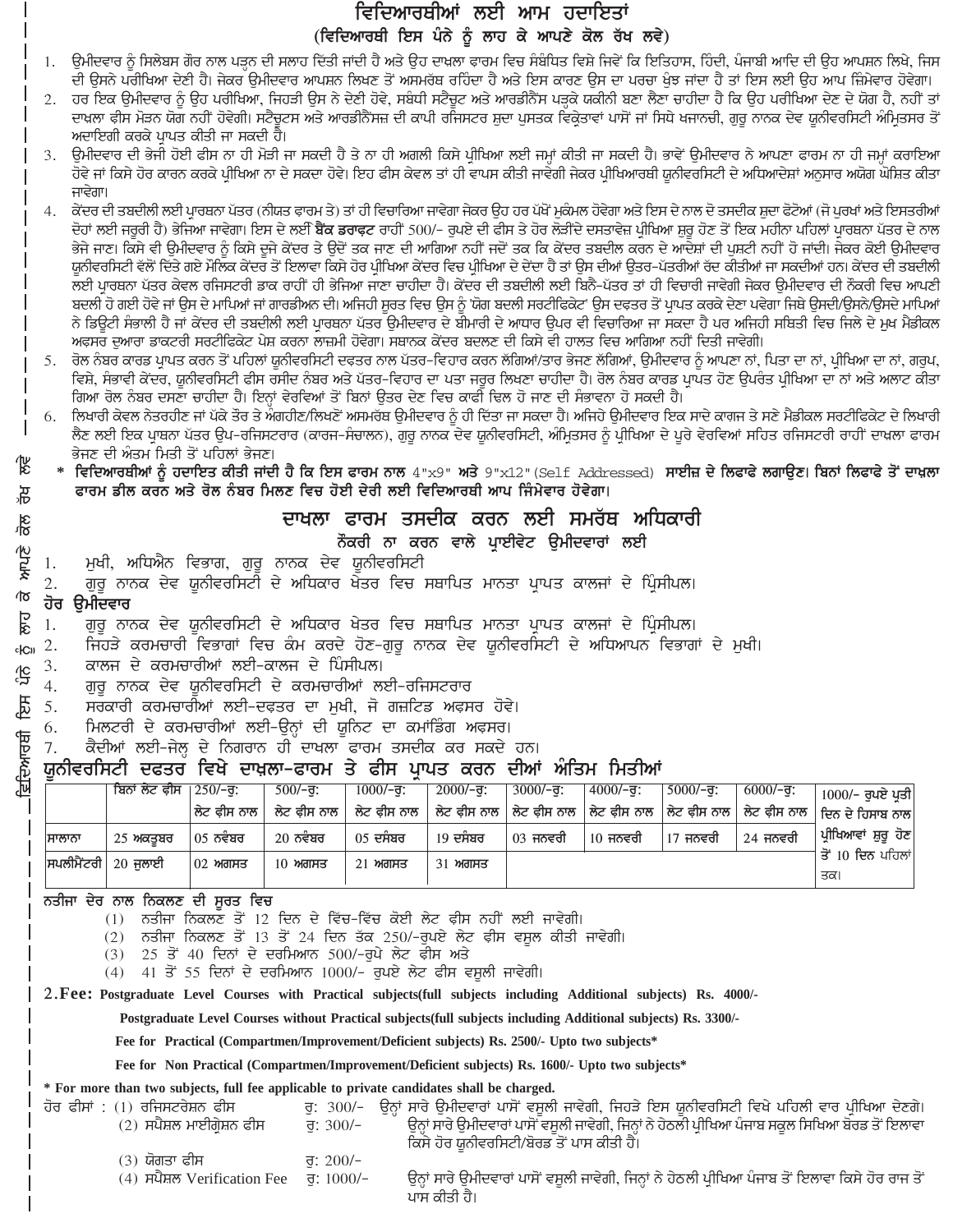# ਵਿਦਿਆਰਥੀਆਂ ਲਈ ਆਮ ਹਦਾਇਤਾਂ

## (ਵਿਦਿਆਰਥੀ ਇਸ ਪੰਨੇ ਨੂੰ ਲਾਹ ਕੇ ਆਪਣੇ ਕੋਲ ਰੱਖ ਲਵੇ)

1. ਉਮੀਦਵਾਰ ਨੂੰ ਸਿਲੇਬਸ ਗੌਰ ਨਾਲ ਪੜ੍ਹਨ ਦੀ ਸਲਾਹ ਦਿੱਤੀ ਜਾਂਦੀ ਹੈ ਅਤੇ ਉਹ ਦਾਖਲਾ ਫਾਰਮ ਵਿਚ ਸੰਬੰਧਿਤ ਵਿਸ਼ੇ ਜਿਵੇਂ ਕਿ ਇਤਿਹਾਸ, ਹਿੰਦੀ, ਪੰਜਾਬੀ ਆਦਿ ਦੀ ਉਹ ਆਪਸ਼ਨ ਲਿਖੇ, ਜਿਸ ਦੀ ਉਸਨੇ ਪਰੀਖਿਆ ਦੇਣੀ ਹੈ। ਜੇਕਰ ਉਮੀਦਵਾਰ ਆਪਸ਼ਨ ਲਿਖਣ ਤੋਂ ਅਸਮਰੱਥ ਰਹਿੰਦਾ ਹੈ ਅਤੇ ਇਸ ਕਾਰਣ ਉਸ ਦਾ ਪਰਚਾ ਖੁੰਝ ਜਾਂਦਾ ਹੈ ਤਾਂ ਇਸ ਲਈ ਉਹ ਆਪ ਜ਼ਿੰਮੇਵਾਰ ਹੋਵੇਗਾ।
2. ਹਰ ਇਕ ਉਮੀਦਵਾਰ ਨੂੰ ਉਹ ਪਰੀਖਿਆ, ਜਿਹੜੀ ਉਸ ਨੇ ਦੇਣੀ ਹੋਵੇ, ਸਬੰਧੀ ਸਟੈਚੂਟ ਅਤੇ ਆਰਡੀਨੈਂਸ ਪੜ੍ਹਕੇ ਯਕੀਨੀ ਬਣਾ ਲੈਣਾ ਚਾਹੀਦਾ ਹੈ ਕਿ ਉਹ ਪਰੀਖਿਆ ਦੇਣ ਦੇ ਯੋਗ ਹੈ, ਨਹੀਂ ਤਾਂ ਦਾਖਲਾ ਫੀਸ ਮੋੜਨ ਯੋਗ ਨਹੀਂ ਹੋਵੇਗੀ। ਸਟੈਚੂਟਸ ਅਤੇ ਆਰਡੀਨੈਂਸਜ਼ ਦੀ ਕਾਪੀ ਰਜਿਸਟਰ ਸ਼ੁਦਾ ਪੁਸਤਕ ਵਿਕ੍ਰੇਤਾਵਾਂ ਪਾਸੋਂ ਜਾਂ ਸਿਧੇ ਖਜਾਨਚੀ, ਗੁਰੂ ਨਾਨਕ ਦੇਵ ਯੂਨੀਵਰਸਿਟੀ ਅੰਮ੍ਰਿਤਸਰ ਤੋਂ ਅਦਾਇਗੀ ਕਰਕੇ ਪ੍ਰਾਪਤ ਕੀਤੀ ਜਾ ਸਕਦੀ ਹੈ।
3. ਉਮੀਦਵਾਰ ਦੀ ਭੇਜੀ ਹੋਈ ਫੀਸ ਨਾ ਹੀ ਮੋੜੀ ਜਾ ਸਕਦੀ ਹੈ ਤੇ ਨਾ ਹੀ ਅਗਲੀ ਕਿਸੇ ਪ੍ਰੀਖਿਆ ਲਈ ਜਮ੍ਹਾਂ ਕੀਤੀ ਜਾ ਸਕਦੀ ਹੈ। ਭਾਵੇਂ ਉਮੀਦਵਾਰ ਨੇ ਆਪਣਾ ਫਾਰਮ ਨਾ ਹੀ ਜਮ੍ਹਾਂ ਕਰਾਇਆ ਹੋਵੇ ਜਾਂ ਕਿਸੇ ਹੋਰ ਕਾਰਨ ਕਰਕੇ ਪ੍ਰੀਖਿਆ ਨਾ ਦੇ ਸਕਦਾ ਹੋਵੇ। ਇਹ ਫੀਸ ਕੇਵਲ ਤਾਂ ਹੀ ਵਾਪਸ ਕੀਤੀ ਜਾਵੇਗੀ ਜੇਕਰ ਪ੍ਰੀਖਿਆਰਥੀ ਯੂਨੀਵਰਸਿਟੀ ਦੇ ਅਧਿਆਦੇਸ਼ਾਂ ਅਨੁਸਾਰ ਅਯੋਗ ਘੋਸ਼ਿਤ ਕੀਤਾ ਜਾਵੇਗਾ।
4. ਕੇਂਦਰ ਦੀ ਤਬਦੀਲੀ ਲਈ ਪ੍ਰਾਰਥਨਾ ਪੱਤਰ (ਨੀਯਤ ਫਾਰਮ ਤੇ) ਤਾਂ ਹੀ ਵਿਚਾਰਿਆ ਜਾਵੇਗਾ ਜੇਕਰ ਉਹ ਹਰ ਪੱਖੋਂ ਮੁਕੰਮਲ ਹੋਵੇਗਾ ਅਤੇ ਇਸ ਦੇ ਨਾਲ ਦੋ ਤਸਦੀਕ ਸ਼ੁਦਾ ਫੋਟੋਆਂ (ਜੋ ਪੁਰਖਾਂ ਅਤੇ ਇਸਤਰੀਆਂ ਦੋਨਾਂ ਲਈ ਜਰੂਰੀ ਹੈ) ਭੇਜਿਆ ਜਾਵੇਗਾ। ਇਸ ਦੇ ਲਈ **ਬੈਂਕ ਡਰਾਫਟ** ਰਾਹੀਂ 500/- ਰੁਪਏ ਦੀ ਫੀਸ ਤੇ ਹੋਰ ਲੋੜੀਂਦੇ ਦਸਤਾਵੇਜ਼ ਪ੍ਰੀਖਿਆ ਸ਼ੁਰੂ ਹੋਣ ਤੋਂ ਇਕ ਮਹੀਨਾ ਪਹਿਲਾਂ ਪ੍ਰਾਰਥਨਾ ਪੱਤਰ ਦੇ ਨਾਲ ਭੇਜੇ ਜਾਣ। ਕਿਸੇ ਵੀ ਉਮੀਦਵਾਰ ਨੂੰ ਕਿਸੇ ਦੂਜੇ ਕੇਂਦਰ ਤੇ ਉਦੋਂ ਤਕ ਜਾਣ ਦੀ ਆਗਿਆ ਨਹੀਂ ਜਦੋਂ ਤਕ ਕਿ ਕੇਂਦਰ ਤਬਦੀਲ ਕਰਨ ਦੇ ਆਦੇਸ਼ਾਂ ਦੀ ਪੁਸ਼ਟੀ ਨਹੀਂ ਹੋ ਜਾਂਦੀ। ਜੇਕਰ ਕੋਈ ਉਮੀਦਵਾਰ ਯੂਨੀਵਰਸਿਟੀ ਵੱਲੋਂ ਦਿੱਤੇ ਗਏ ਮੌਲਿਕ ਕੇਂਦਰ ਤੋਂ ਇਲਾਵਾ ਕਿਸੇ ਹੋਰ ਪ੍ਰੀਖਿਆ ਕੇਂਦਰ ਵਿਚ ਪ੍ਰੀਖਿਆ ਦੇ ਦੇਂਦਾ ਹੈ ਤਾਂ ਉਸ ਦੀਆਂ ਉੱਤਰ-ਪੱਤਰੀਆਂ ਰੱਦ ਕੀਤੀਆਂ ਜਾ ਸਕਦੀਆਂ ਹਨ। ਕੇਂਦਰ ਦੀ ਤਬਦੀਲੀ ਲਈ ਪ੍ਰਾਰਥਨਾ ਪੱਤਰ ਕੇਵਲ ਰਜਿਸਟਰੀ ਡਾਕ ਰਾਹੀਂ ਹੀ ਭੇਜਿਆ ਜਾਣਾ ਚਾਹੀਦਾ ਹੈ। ਕੇਂਦਰ ਦੀ ਤਬਦੀਲੀ ਲਈ ਬਿਨੈ-ਪੱਤਰ ਤਾਂ ਹੀ ਵਿਚਾਰੀ ਜਾਵੇਗੀ ਜੇਕਰ ਉਮੀਦਵਾਰ ਦੀ ਨੌਕਰੀ ਵਿਚ ਆਪਣੀ ਬਦਲੀ ਹੋ ਗਈ ਹੋਵੇ ਜਾਂ ਉਸ ਦੇ ਮਾਪਿਆਂ ਜਾਂ ਗਾਰਡੀਅਨ ਦੀ। ਅਜਿਹੀ ਸੂਰਤ ਵਿਚ ਉਸ ਨੂੰ ਯੋਗ ਬਦਲੀ ਸਰਟੀਫਿਕੇਟ ਉਸ ਦਫਤਰ ਤੋਂ ਪ੍ਰਾਪਤ ਕਰਕੇ ਦੇਣਾ ਪਵੇਗਾ ਜਿਥੇ ਉਸਦੀ/ਉਸਨੇ/ਉਸਦੇ ਮਾਪਿਆਂ ਨੇ ਡਿਊਟੀ ਸੰਭਾਲੀ ਹੈ ਜਾਂ ਕੇਂਦਰ ਦੀ ਤਬਦੀਲੀ ਲਈ ਪ੍ਰਾਰਥਨਾ ਪੱਤਰ ਉਮੀਦਵਾਰ ਦੇ ਬੀਮਾਰੀ ਦੇ ਆਧਾਰ ਉਪਰ ਵੀ ਵਿਚਾਰਿਆ ਜਾ ਸਕਦਾ ਹੈ ਪਰ ਅਜਿਹੀ ਸਥਿਤੀ ਵਿਚ ਜਿਲੇ ਦੇ ਮੁਖ ਮੈਡੀਕਲ ਅਫਸਰ ਦੁਆਰਾ ਡਾਕਟਰੀ ਸਰਟੀਫਿਕੇਟ ਪੇਸ਼ ਕਰਨਾ ਲਾਜ਼ਮੀ ਹੋਵੇਗਾ। ਸਥਾਨਕ ਕੇਂਦਰ ਬਦਲਣ ਦੀ ਕਿਸੇ ਵੀ ਹਾਲਤ ਵਿਚ ਆਗਿਆ ਨਹੀਂ ਦਿਤੀ ਜਾਵੇਗੀ।
5. ਰੋਲ ਨੰਬਰ ਕਾਰਡ ਪ੍ਰਾਪਤ ਕਰਨ ਤੋਂ ਪਹਿਲਾਂ ਯੂਨੀਵਰਸਿਟੀ ਦਫਤਰ ਨਾਲ ਪੱਤਰ-ਵਿਹਾਰ ਕਰਨ ਲੱਗਿਆਂ/ਤਾਰ ਭੇਜਣ ਲੱਗਿਆਂ, ਉਮੀਦਵਾਰ ਨੂੰ ਆਪਣਾ ਨਾਂ, ਪਿਤਾ ਦਾ ਨਾਂ, ਪ੍ਰੀਖਿਆ ਦਾ ਨਾਂ, ਗਰੁਪ, ਵਿਸ਼ੇ, ਸੰਭਾਵੀ ਕੇਂਦਰ, ਯੂਨੀਵਰਸਿਟੀ ਫੀਸ ਰਸੀਦ ਨੰਬਰ ਅਤੇ ਪੱਤਰ-ਵਿਹਾਰ ਦਾ ਪਤਾ ਜਰੂਰ ਲਿਖਣਾ ਚਾਹੀਦਾ ਹੈ। ਰੋਲ ਨੰਬਰ ਕਾਰਡ ਪ੍ਰਾਪਤ ਹੋਣ ਉਪਰੰਤ ਪ੍ਰੀਖਿਆ ਦਾ ਨਾਂ ਅਤੇ ਅਲਾਟ ਕੀਤਾ ਗਿਆ ਰੋਲ ਨੰਬਰ ਦਸਣਾ ਚਾਹੀਦਾ ਹੈ। ਇਨ੍ਹਾਂ ਵੇਰਵਿਆਂ ਤੋਂ ਬਿਨਾਂ ਉਤਰ ਦੇਣ ਵਿਚ ਕਾਫੀ ਦਿਲ ਹੋ ਜਾਣ ਦੀ ਸੰਭਾਵਨਾ ਹੋ ਸਕਦੀ ਹੈ।
6. ਲਿਖਾਰੀ ਕੇਵਲ ਨੇਤਰਹੀਣ ਜਾਂ ਪੱਕੇ ਤੌਰ ਤੇ ਅੰਗਹੀਣ/ਲਿਖਣੋਂ ਅਸਮਰੱਥ ਉਮੀਦਵਾਰ ਨੂੰ ਹੀ ਦਿੱਤਾ ਜਾ ਸਕਦਾ ਹੈ। ਅਜਿਹੇ ਉਮੀਦਵਾਰ ਇਕ ਸਾਦੇ ਕਾਗਜ਼ ਤੇ ਸਣੇ ਮੈਡੀਕਲ ਸਰਟੀਫਿਕੇਟ ਦੇ ਲਿਖਾਰੀ ਲੈਣ ਲਈ ਇਕ ਪ੍ਰਾਰਥਨਾ ਪੱਤਰ ਉਪ-ਰਜਿਸਟਰਾਰ (ਕਾਰਜ-ਸੰਚਾਲਨ), ਗੁਰੂ ਨਾਨਕ ਦੇਵ ਯੂਨੀਵਰਸਿਟੀ, ਅੰਮ੍ਰਿਤਸਰ ਨੂੰ ਪ੍ਰੀਖਿਆ ਦੇ ਪੂਰੇ ਵੇਰਵਿਆਂ ਸਹਿਤ ਰਜਿਸਟਰੀ ਰਾਹੀਂ ਦਾਖਲਾ ਫਾਰਮ ਭੇਜਣ ਦੀ ਅੰਤਮ ਮਿਤੀ ਤੋਂ ਪਹਿਲਾਂ ਭੇਜਣ।

\* **ਵਿਦਿਆਰਥੀਆਂ ਨੂੰ ਹਦਾਇਤ ਕੀਤੀ ਜਾਂਦੀ ਹੈ ਕਿ ਇਸ ਫਾਰਮ ਨਾਲ** 4"x9" **ਅਤੇ** 9"x12"(Self Addressed) **ਸਾਈਜ਼ ਦੇ ਲਿਫਾਫੇ ਲਗਾਉਣ। ਬਿਨਾਂ ਲਿਫਾਫੇ ਤੋਂ ਦਾਖਲਾ ਫਾਰਮ ਡੀਲ ਕਰਨ ਅਤੇ ਰੋਲ ਨੰਬਰ ਮਿਲਣ ਵਿਚ ਹੋਈ ਦੇਰੀ ਲਈ ਵਿਦਿਆਰਥੀ ਆਪ ਜ਼ਿੰਮੇਵਾਰ ਹੋਵੇਗਾ।**

## ਦਾਖਲਾ ਫਾਰਮ ਤਸਦੀਕ ਕਰਨ ਲਈ ਸਮਰੱਥ ਅਧਿਕਾਰੀ

### ਨੌਕਰੀ ਨਾ ਕਰਨ ਵਾਲੇ ਪ੍ਰਾਈਵੇਟ ਉਮੀਦਵਾਰਾਂ ਲਈ

1. ਮੁਖੀ, ਅਧਿਐਨ ਵਿਭਾਗ, ਗੁਰੂ ਨਾਨਕ ਦੇਵ ਯੂਨੀਵਰਸਿਟੀ
2. ਗੁਰੂ ਨਾਨਕ ਦੇਵ ਯੂਨੀਵਰਸਿਟੀ ਦੇ ਅਧਿਕਾਰ ਖੇਤਰ ਵਿਚ ਸਥਾਪਿਤ ਮਾਨਤਾ ਪ੍ਰਾਪਤ ਕਾਲਜਾਂ ਦੇ ਪ੍ਰਿੰਸੀਪਲ।

**ਹੋਰ ਉਮੀਦਵਾਰ**

1. ਗੁਰੂ ਨਾਨਕ ਦੇਵ ਯੂਨੀਵਰਸਿਟੀ ਦੇ ਅਧਿਕਾਰ ਖੇਤਰ ਵਿਚ ਸਥਾਪਿਤ ਮਾਨਤਾ ਪ੍ਰਾਪਤ ਕਾਲਜਾਂ ਦੇ ਪ੍ਰਿੰਸੀਪਲ।
2. ਜਿਹੜੇ ਕਰਮਚਾਰੀ ਵਿਭਾਗਾਂ ਵਿਚ ਕੰਮ ਕਰਦੇ ਹੋਣ-ਗੁਰੂ ਨਾਨਕ ਦੇਵ ਯੂਨੀਵਰਸਿਟੀ ਦੇ ਅਧਿਆਪਨ ਵਿਭਾਗਾਂ ਦੇ ਮੁਖੀ।
3. ਕਾਲਜ ਦੇ ਕਰਮਚਾਰੀਆਂ ਲਈ-ਕਾਲਜ ਦੇ ਪ੍ਰਿੰਸੀਪਲ।
4. ਗੁਰੂ ਨਾਨਕ ਦੇਵ ਯੂਨੀਵਰਸਿਟੀ ਦੇ ਕਰਮਚਾਰੀਆਂ ਲਈ-ਰਜਿਸਟਰਾਰ
5. ਸਰਕਾਰੀ ਕਰਮਚਾਰੀਆਂ ਲਈ-ਦਫਤਰ ਦਾ ਮੁਖੀ, ਜੋ ਗਜ਼ਟਿਡ ਅਫਸਰ ਹੋਵੇ।
6. ਮਿਲਟਰੀ ਦੇ ਕਰਮਚਾਰੀਆਂ ਲਈ-ਉਨ੍ਹਾਂ ਦੀ ਯੂਨਿਟ ਦਾ ਕਮਾਂਡਿੰਗ ਅਫਸਰ।
7. ਕੈਦੀਆਂ ਲਈ-ਜੇਲ੍ਹ ਦੇ ਨਿਗਰਾਨ ਹੀ ਦਾਖਲਾ ਫਾਰਮ ਤਸਦੀਕ ਕਰ ਸਕਦੇ ਹਨ।

## ਯੂਨੀਵਰਸਿਟੀ ਦਫਤਰ ਵਿਖੇ ਦਾਖ਼ਲਾ-ਫਾਰਮ ਤੇ ਫੀਸ ਪ੍ਰਾਪਤ ਕਰਨ ਦੀਆਂ ਅੰਤਿਮ ਮਿਤੀਆਂ

| | ਬਿਨਾਂ ਲੇਟ ਫੀਸ | 250/-ਰੁ: ਲੇਟ ਫੀਸ ਨਾਲ | 500/-ਰੁ: ਲੇਟ ਫੀਸ ਨਾਲ | 1000/-ਰੁ: ਲੇਟ ਫੀਸ ਨਾਲ | 2000/-ਰੁ: ਲੇਟ ਫੀਸ ਨਾਲ | 3000/-ਰੁ: ਲੇਟ ਫੀਸ ਨਾਲ | 4000/-ਰੁ: ਲੇਟ ਫੀਸ ਨਾਲ | 5000/-ਰੁ: ਲੇਟ ਫੀਸ ਨਾਲ | 6000/-ਰੁ: ਲੇਟ ਫੀਸ ਨਾਲ | 1000/- ਰੁਪਏ ਪ੍ਰਤੀ ਦਿਨ ਦੇ ਹਿਸਾਬ ਨਾਲ ਪ੍ਰੀਖਿਆਵਾਂ ਸ਼ੁਰੂ ਹੋਣ ਤੋਂ 10 ਦਿਨ ਪਹਿਲਾਂ ਤਕ। |
|---|---|---|---|---|---|---|---|---|---|---|
| ਸਾਲਾਨਾ | 25 ਅਕਤੂਬਰ | 05 ਨਵੰਬਰ | 20 ਨਵੰਬਰ | 05 ਦਸੰਬਰ | 19 ਦਸੰਬਰ | 03 ਜਨਵਰੀ | 10 ਜਨਵਰੀ | 17 ਜਨਵਰੀ | 24 ਜਨਵਰੀ | |
| ਸਪਲੀਮੈਂਟਰੀ | 20 ਜੁਲਾਈ | 02 ਅਗਸਤ | 10 ਅਗਸਤ | 21 ਅਗਸਤ | 31 ਅਗਸਤ | | | | | |

**ਨਤੀਜਾ ਦੇਰ ਨਾਲ ਨਿਕਲਣ ਦੀ ਸੂਰਤ ਵਿਚ**

(1) ਨਤੀਜਾ ਨਿਕਲਣ ਤੋਂ 12 ਦਿਨ ਦੇ ਵਿੱਚ-ਵਿੱਚ ਕੋਈ ਲੇਟ ਫੀਸ ਨਹੀਂ ਲਈ ਜਾਵੇਗੀ।
(2) ਨਤੀਜਾ ਨਿਕਲਣ ਤੋਂ 13 ਤੋਂ 24 ਦਿਨ ਤੱਕ 250/-ਰੁਪਏ ਲੇਟ ਫੀਸ ਵਸੂਲ ਕੀਤੀ ਜਾਵੇਗੀ।
(3) 25 ਤੋਂ 40 ਦਿਨਾਂ ਦੇ ਦਰਮਿਆਨ 500/-ਰੁਪੈ ਲੇਟ ਫੀਸ ਅਤੇ
(4) 41 ਤੋਂ 55 ਦਿਨਾਂ ਦੇ ਦਰਮਿਆਨ 1000/- ਰੁਪਏ ਲੇਟ ਫੀਸ ਵਸੂਲੀ ਜਾਵੇਗੀ।

**2.Fee: Postgraduate Level Courses with Practical subjects(full subjects including Additional subjects) Rs. 4000/-**

**Postgraduate Level Courses without Practical subjects(full subjects including Additional subjects) Rs. 3300/-**

**Fee for Practical (Compartmen/Improvement/Deficient subjects) Rs. 2500/- Upto two subjects\***

**Fee for Non Practical (Compartmen/Improvement/Deficient subjects) Rs. 1600/- Upto two subjects\***

**\* For more than two subjects, full fee applicable to private candidates shall be charged.**

ਹੋਰ ਫੀਸਾਂ :

| | | |
|---|---|---|
| (1) ਰਜਿਸਟਰੇਸ਼ਨ ਫੀਸ | ਰੁ: 300/- | ਉਨ੍ਹਾਂ ਸਾਰੇ ਉਮੀਦਵਾਰਾਂ ਪਾਸੋਂ ਵਸੂਲੀ ਜਾਵੇਗੀ, ਜਿਹੜੇ ਇਸ ਯੂਨੀਵਰਸਿਟੀ ਵਿਖੇ ਪਹਿਲੀ ਵਾਰ ਪ੍ਰੀਖਿਆ ਦੇਣਗੇ। |
| (2) ਸਪੈਸ਼ਲ ਮਾਈਗ੍ਰੇਸ਼ਨ ਫੀਸ | ਰੁ: 300/- | ਉਨ੍ਹਾਂ ਸਾਰੇ ਉਮੀਦਵਾਰਾਂ ਪਾਸੋਂ ਵਸੂਲੀ ਜਾਵੇਗੀ, ਜਿਨ੍ਹਾਂ ਨੇ ਹੇਠਲੀ ਪ੍ਰੀਖਿਆ ਪੰਜਾਬ ਸਕੂਲ ਸਿਖਿਆ ਬੋਰਡ ਤੋਂ ਇਲਾਵਾ ਕਿਸੇ ਹੋਰ ਯੂਨੀਵਰਸਿਟੀ/ਬੋਰਡ ਤੋਂ ਪਾਸ ਕੀਤੀ ਹੈ। |
| (3) ਯੋਗਤਾ ਫੀਸ | ਰੁ: 200/- | |
| (4) ਸਪੈਸ਼ਲ Verification Fee | ਰੁ: 1000/- | ਉਨ੍ਹਾਂ ਸਾਰੇ ਉਮੀਦਵਾਰਾਂ ਪਾਸੋਂ ਵਸੂਲੀ ਜਾਵੇਗੀ, ਜਿਨ੍ਹਾਂ ਨੇ ਹੇਠਲੀ ਪ੍ਰੀਖਿਆ ਪੰਜਾਬ ਤੋਂ ਇਲਾਵਾ ਕਿਸੇ ਹੋਰ ਰਾਜ ਤੋਂ ਪਾਸ ਕੀਤੀ ਹੈ। |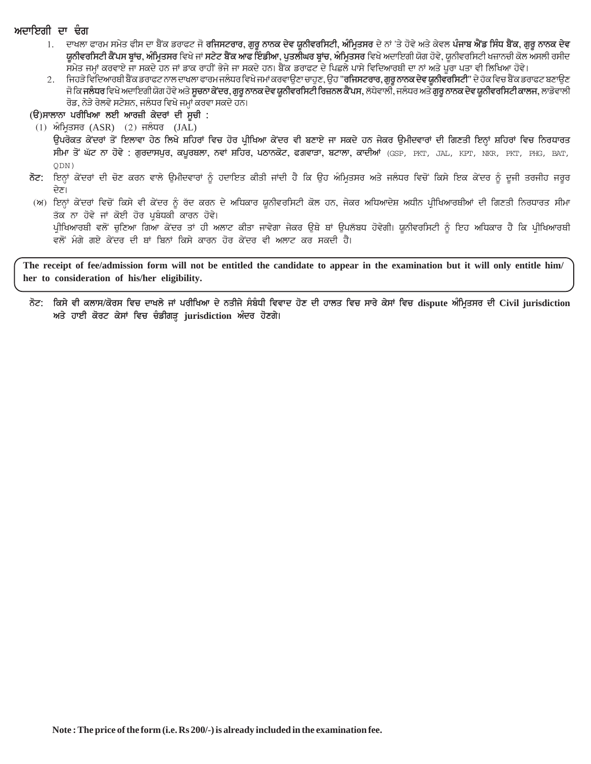## ਅਦਾਇਗੀ ਦਾ ਢੰਗ

1. ਦਾਖਲਾ ਫਾਰਮ ਸਮੇਤ ਫੀਸ ਦਾ ਬੈਂਕ ਡਰਾਫਟ ਜੋ **ਰਜਿਸਟਰਾਰ, ਗੁਰੂ ਨਾਨਕ ਦੇਵ ਯੂਨੀਵਰਸਿਟੀ, ਅੰਮ੍ਰਿਤਸਰ** ਦੇ ਨਾਂ 'ਤੇ ਹੋਵੇ ਅਤੇ ਕੇਵਲ **ਪੰਜਾਬ ਐਂਡ ਸਿੰਧ ਬੈਂਕ, ਗੁਰੂ ਨਾਨਕ ਦੇਵ ਯੂਨੀਵਰਸਿਟੀ ਕੈਂਪਸ ਬ੍ਰਾਂਚ, ਅੰਮ੍ਰਿਤਸਰ** ਵਿਖੇ ਜਾਂ **ਸਟੇਟ ਬੈਂਕ ਆਫ ਇੰਡੀਆ, ਪੁਤਲੀਘਰ ਬ੍ਰਾਂਚ, ਅੰਮ੍ਰਿਤਸਰ** ਵਿਖੇ ਅਦਾਇਗੀ ਯੋਗ ਹੋਵੇ, ਯੂਨੀਵਰਸਿਟੀ ਖਜ਼ਾਨਚੀ ਕੋਲ ਅਸਲੀ ਰਸੀਦ ਸਮੇਤ ਜਮ੍ਹਾਂ ਕਰਵਾਏ ਜਾ ਸਕਦੇ ਹਨ ਜਾਂ ਡਾਕ ਰਾਹੀਂ ਭੇਜੇ ਜਾ ਸਕਦੇ ਹਨ। ਬੈਂਕ ਡਰਾਫਟ ਦੇ ਪਿਛਲੇ ਪਾਸੇ ਵਿਦਿਆਰਥੀ ਦਾ ਨਾਂ ਅਤੇ ਪੂਰਾ ਪਤਾ ਵੀ ਲਿਖਿਆ ਹੋਵੇ।
2. ਜਿਹੜੇ ਵਿਦਿਆਰਥੀ ਬੈਂਕ ਡਰਾਫਟ ਨਾਲ ਦਾਖਲਾ ਫਾਰਮ ਜਲੰਧਰ ਵਿਖੇ ਜਮਾਂ ਕਰਵਾਉਣਾ ਚਾਹੁਣ, ਉਹ "**ਰਜਿਸਟਰਾਰ, ਗੁਰੂ ਨਾਨਕ ਦੇਵ ਯੂਨੀਵਰਸਿਟੀ**" ਦੇ ਹੱਕ ਵਿਚ ਬੈਂਕ ਡਰਾਫਟ ਬਣਾਉਣ ਜੋ ਕਿ **ਜਲੰਧਰ** ਵਿਖੇ ਅਦਾਇਗੀ ਯੋਗ ਹੋਵੇ ਅਤੇ **ਸੂਚਨਾ ਕੇਂਦਰ, ਗੁਰੂ ਨਾਨਕ ਦੇਵ ਯੂਨੀਵਰਸਿਟੀ ਰਿਜ਼ਨਲ ਕੈਂਪਸ**, ਲੱਧੇਵਾਲੀ, ਜਲੰਧਰ ਅਤੇ **ਗੁਰੂ ਨਾਨਕ ਦੇਵ ਯੂਨੀਵਰਸਿਟੀ ਕਾਲਜ**, ਲਾਡੋਵਾਲੀ ਰੋਡ, ਨੇੜੇ ਰੇਲਵੇ ਸਟੇਸ਼ਨ, ਜਲੰਧਰ ਵਿਖੇ ਜਮ੍ਹਾਂ ਕਰਵਾ ਸਕਦੇ ਹਨ।

**(ੳ)ਸਾਲਾਨਾ ਪਰੀਖਿਆ ਲਈ ਆਰਜ਼ੀ ਕੇਂਦਰਾਂ ਦੀ ਸੂਚੀ :**

(1) ਅੰਮ੍ਰਿਤਸਰ (ASR) (2) ਜਲੰਧਰ (JAL)

**ਉਪਰੋਕਤ ਕੇਂਦਰਾਂ ਤੋਂ ਇਲਾਵਾ ਹੇਠ ਲਿਖੇ ਸ਼ਹਿਰਾਂ ਵਿਚ ਹੋਰ ਪ੍ਰੀਖਿਆ ਕੇਂਦਰ ਵੀ ਬਣਾਏ ਜਾ ਸਕਦੇ ਹਨ ਜੇਕਰ ਉਮੀਦਵਾਰਾਂ ਦੀ ਗਿਣਤੀ ਇਨ੍ਹਾਂ ਸ਼ਹਿਰਾਂ ਵਿਚ ਨਿਰਧਾਰਤ ਸੀਮਾ ਤੋਂ ਘੱਟ ਨਾ ਹੋਵੇ : ਗੁਰਦਾਸਪੁਰ, ਕਪੂਰਥਲਾ, ਨਵਾਂ ਸ਼ਹਿਰ, ਪਠਾਨਕੋਟ, ਫਗਵਾੜਾ, ਬਟਾਲਾ, ਕਾਦੀਆਂ** (GSP, PKT, JAL, KPT, NKR, PKT, PHG, BAT, QDN)

**ਨੋਟ:** ਇਨ੍ਹਾਂ ਕੇਂਦਰਾਂ ਦੀ ਚੋਣ ਕਰਨ ਵਾਲੇ ਉਮੀਦਵਾਰਾਂ ਨੂੰ ਹਦਾਇਤ ਕੀਤੀ ਜਾਂਦੀ ਹੈ ਕਿ ਉਹ ਅੰਮ੍ਰਿਤਸਰ ਅਤੇ ਜਲੰਧਰ ਵਿਚੋਂ ਕਿਸੇ ਇਕ ਕੇਂਦਰ ਨੂੰ ਦੂਜੀ ਤਰਜੀਹ ਜ਼ਰੂਰ ਦੇਣ।

(ਅ) ਇਨ੍ਹਾਂ ਕੇਂਦਰਾਂ ਵਿਚੋਂ ਕਿਸੇ ਵੀ ਕੇਂਦਰ ਨੂੰ ਰੱਦ ਕਰਨ ਦੇ ਅਧਿਕਾਰ ਯੂਨੀਵਰਸਿਟੀ ਕੋਲ ਹਨ, ਜੇਕਰ ਅਧਿਆਦੇਸ਼ ਅਧੀਨ ਪ੍ਰੀਖਿਆਰਥੀਆਂ ਦੀ ਗਿਣਤੀ ਨਿਰਧਾਰਤ ਸੀਮਾ ਤੱਕ ਨਾ ਹੋਵੇ ਜਾਂ ਕੋਈ ਹੋਰ ਪ੍ਰਬੰਧਕੀ ਕਾਰਨ ਹੋਵੇ।

ਪ੍ਰੀਖਿਆਰਥੀ ਵਲੋਂ ਚੁਣਿਆ ਗਿਆ ਕੇਂਦਰ ਤਾਂ ਹੀ ਅਲਾਟ ਕੀਤਾ ਜਾਵੇਗਾ ਜੇਕਰ ਉਥੇ ਥਾਂ ਉਪਲੱਬਧ ਹੋਵੇਗੀ। ਯੂਨੀਵਰਸਿਟੀ ਨੂੰ ਇਹ ਅਧਿਕਾਰ ਹੈ ਕਿ ਪ੍ਰੀਖਿਆਰਥੀ ਵਲੋਂ ਮੰਗੇ ਗਏ ਕੇਂਦਰ ਦੀ ਥਾਂ ਬਿਨਾਂ ਕਿਸੇ ਕਾਰਨ ਹੋਰ ਕੇਂਦਰ ਵੀ ਅਲਾਟ ਕਰ ਸਕਦੀ ਹੈ।

**The receipt of fee/admission form will not be entitled the candidate to appear in the examination but it will only entitle him/her to consideration of his/her eligibility.**

**ਨੋਟ: ਕਿਸੇ ਵੀ ਕਲਾਸ/ਕੋਰਸ ਵਿਚ ਦਾਖਲੇ ਜਾਂ ਪਰੀਖਿਆ ਦੇ ਨਤੀਜੇ ਸੰਬੰਧੀ ਵਿਵਾਦ ਹੋਣ ਦੀ ਹਾਲਤ ਵਿਚ ਸਾਰੇ ਕੇਸਾਂ ਵਿਚ dispute ਅੰਮ੍ਰਿਤਸਰ ਦੀ Civil jurisdiction ਅਤੇ ਹਾਈ ਕੋਰਟ ਕੇਸਾਂ ਵਿਚ ਚੰਡੀਗੜ੍ਹ jurisdiction ਅੰਦਰ ਹੋਣਗੇ।**

**Note : The price of the form (i.e. Rs 200/-) is already included in the examination fee.**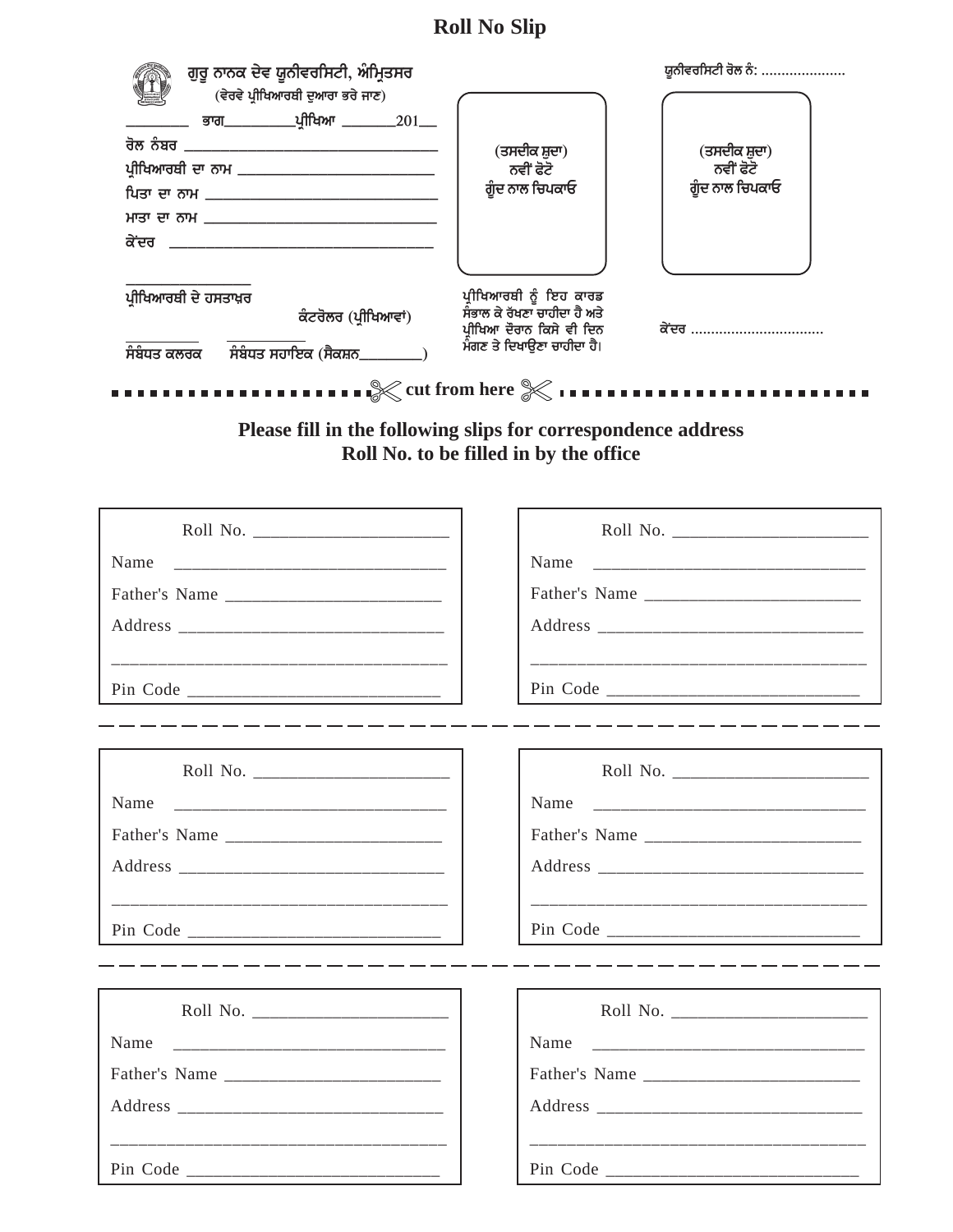# Roll No Slip

**ਗੁਰੂ ਨਾਨਕ ਦੇਵ ਯੂਨੀਵਰਸਿਟੀ, ਅੰਮ੍ਰਿਤਸਰ**

(ਵੇਰਵੇ ਪ੍ਰੀਖਿਆਰਥੀ ਦੁਆਰਾ ਭਰੇ ਜਾਣ)

________ ਭਾਗ__________ਪ੍ਰੀਖਿਆ ________201___

ਰੋਲ ਨੰਬਰ ________________________________

ਪ੍ਰੀਖਿਆਰਥੀ ਦਾ ਨਾਮ __________________________

ਪਿਤਾ ਦਾ ਨਾਮ _______________________________

ਮਾਤਾ ਦਾ ਨਾਮ _______________________________

ਕੇਂਦਰ ___________________________________

(ਤਸਦੀਕ ਸ਼ੁਦਾ)
ਨਵੀਂ ਫੋਟੋ
ਗੂੰਦ ਨਾਲ ਚਿਪਕਾਓ

ਯੂਨੀਵਰਸਿਟੀ ਰੋਲ ਨੰ: ....................

(ਤਸਦੀਕ ਸ਼ੁਦਾ)
ਨਵੀਂ ਫੋਟੋ
ਗੂੰਦ ਨਾਲ ਚਿਪਕਾਓ

_______________
ਪ੍ਰੀਖਿਆਰਥੀ ਦੇ ਹਸਤਾਖ਼ਰ

ਕੰਟਰੋਲਰ (ਪ੍ਰੀਖਿਆਵਾਂ)

__________ __________
ਸੰਬੰਧਤ ਕਲਰਕ ਸੰਬੰਧਤ ਸਹਾਇਕ (ਸੈਕਸ਼ਨ_________)

ਪ੍ਰੀਖਿਆਰਥੀ ਨੂੰ ਇਹ ਕਾਰਡ ਸੰਭਾਲ ਕੇ ਰੱਖਣਾ ਚਾਹੀਦਾ ਹੈ ਅਤੇ ਪ੍ਰੀਖਿਆ ਦੌਰਾਨ ਕਿਸੇ ਵੀ ਦਿਨ ਮੰਗਣ ਤੇ ਦਿਖਾਉਣਾ ਚਾਹੀਦਾ ਹੈ।

ਕੇਂਦਰ ................................

- - - - - - - - - - - - - - - - - - - - ✂ **cut from here** ✂ - - - - - - - - - - - - - - - - - - - -

**Please fill in the following slips for correspondence address**
**Roll No. to be filled in by the office**

Roll No. ______________________
Name _______________________________
Father's Name _________________________
Address ______________________________
_____________________________________
Pin Code ____________________________

Roll No. ______________________
Name _______________________________
Father's Name _________________________
Address ______________________________
_____________________________________
Pin Code ____________________________

- - - - - - - - - - - - - - - - - - - - - - - - - - - - - - - - - - - - - -

Roll No. ______________________
Name _______________________________
Father's Name _________________________
Address ______________________________
_____________________________________
Pin Code ____________________________

Roll No. ______________________
Name _______________________________
Father's Name _________________________
Address ______________________________
_____________________________________
Pin Code ____________________________

- - - - - - - - - - - - - - - - - - - - - - - - - - - - - - - - - - - - - -

Roll No. ______________________
Name _______________________________
Father's Name _________________________
Address ______________________________
_____________________________________
Pin Code ____________________________

Roll No. ______________________
Name _______________________________
Father's Name _________________________
Address ______________________________
_____________________________________
Pin Code ____________________________